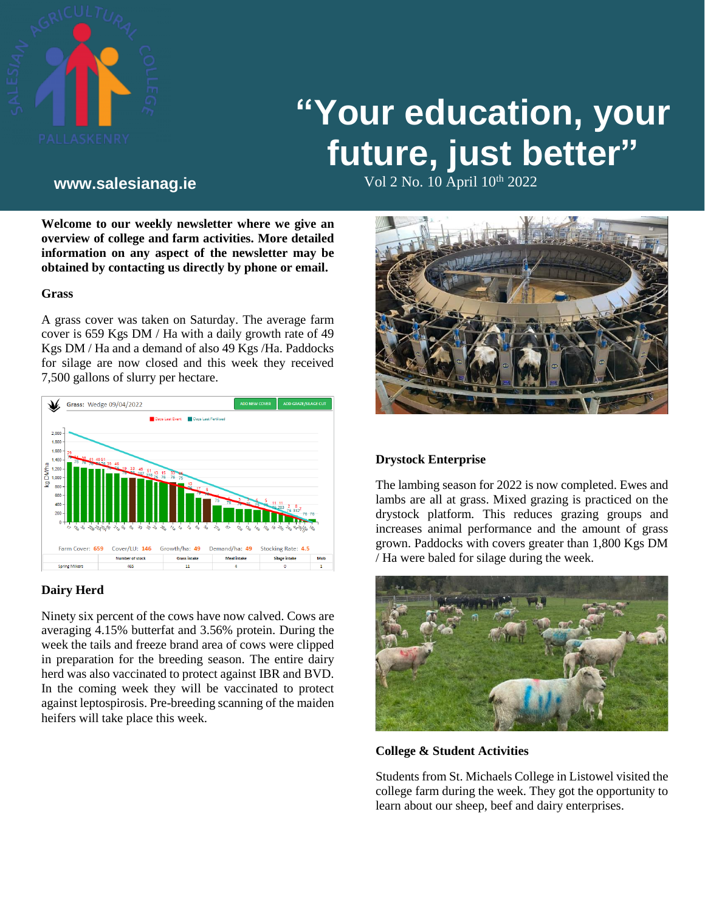# "Your education, your future, just better"

www.salesianag.ie

Vol 2 No. 10 April 10th 2022

**Welcome to our weekly newsletter where we give an overview of college and farm activities. More detailed information on any aspect of the newsletter may be obtained by contacting us directly by phone or email.**

## Grass

A grass cover was taken on Saturday. The average farm cover is 659 Kgs DM / Ha with a daily growth rate of 49 Kgs DM / Ha and a demand of also 49 Kgs /Ha. Paddocks for silage are now closed and this week they received 7,500 gallons of slurry per hectare.

Farm Cover: 659 Cover/LU: 146 Growth/ha: 49 Demand/ha: 49 Stocking Rate: 4.5

| | Number of stock | Grass intake | Meal intake | Silage intake | Mob |
|---|---|---|---|---|---|
| Spring Milkers | 465 | 11 | 4 | 0 | 1 |

## Dairy Herd

Ninety six percent of the cows have now calved. Cows are averaging 4.15% butterfat and 3.56% protein. During the week the tails and freeze brand area of cows were clipped in preparation for the breeding season. The entire dairy herd was also vaccinated to protect against IBR and BVD. In the coming week they will be vaccinated to protect against leptospirosis. Pre-breeding scanning of the maiden heifers will take place this week.

## Drystock Enterprise

The lambing season for 2022 is now completed. Ewes and lambs are all at grass. Mixed grazing is practiced on the drystock platform. This reduces grazing groups and increases animal performance and the amount of grass grown. Paddocks with covers greater than 1,800 Kgs DM / Ha were baled for silage during the week.

## College & Student Activities

Students from St. Michaels College in Listowel visited the college farm during the week. They got the opportunity to learn about our sheep, beef and dairy enterprises.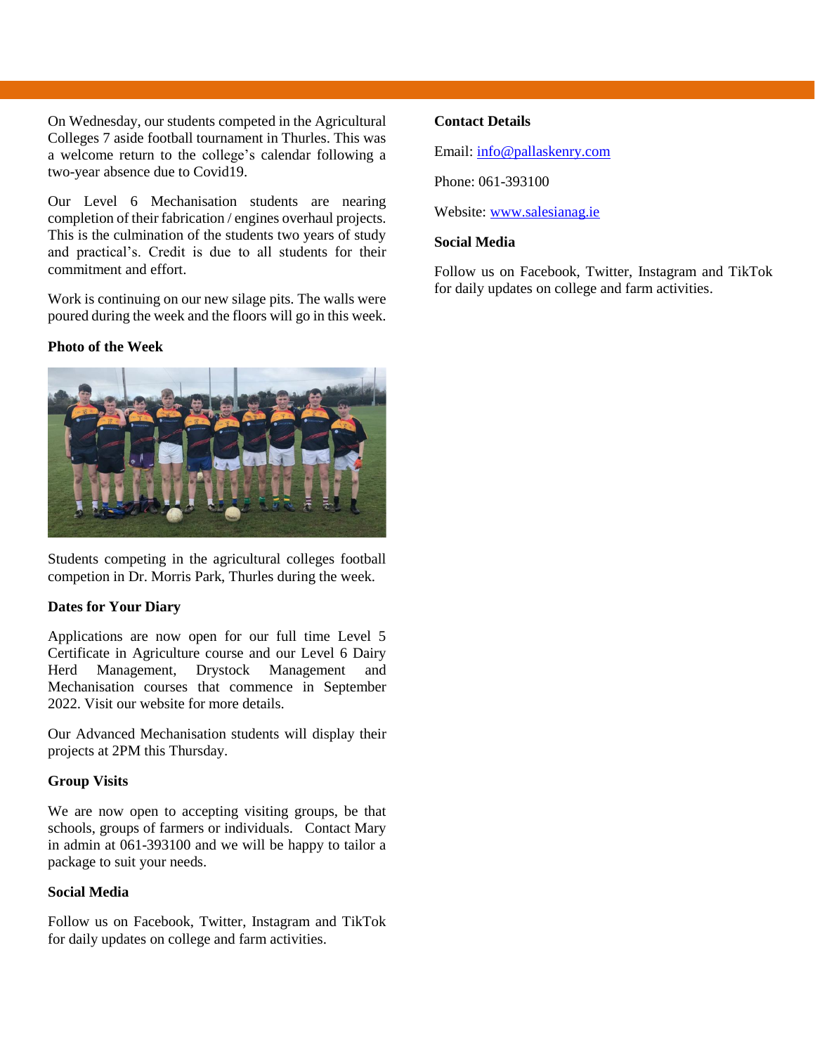On Wednesday, our students competed in the Agricultural Colleges 7 aside football tournament in Thurles. This was a welcome return to the college's calendar following a two-year absence due to Covid19.

Our Level 6 Mechanisation students are nearing completion of their fabrication / engines overhaul projects. This is the culmination of the students two years of study and practical's. Credit is due to all students for their commitment and effort.

Work is continuing on our new silage pits. The walls were poured during the week and the floors will go in this week.

**Photo of the Week**

Students competing in the agricultural colleges football competion in Dr. Morris Park, Thurles during the week.

**Dates for Your Diary**

Applications are now open for our full time Level 5 Certificate in Agriculture course and our Level 6 Dairy Herd Management, Drystock Management and Mechanisation courses that commence in September 2022. Visit our website for more details.

Our Advanced Mechanisation students will display their projects at 2PM this Thursday.

**Group Visits**

We are now open to accepting visiting groups, be that schools, groups of farmers or individuals. Contact Mary in admin at 061-393100 and we will be happy to tailor a package to suit your needs.

**Social Media**

Follow us on Facebook, Twitter, Instagram and TikTok for daily updates on college and farm activities.

**Contact Details**

Email: info@pallaskenry.com

Phone: 061-393100

Website: www.salesianag.ie

**Social Media**

Follow us on Facebook, Twitter, Instagram and TikTok for daily updates on college and farm activities.